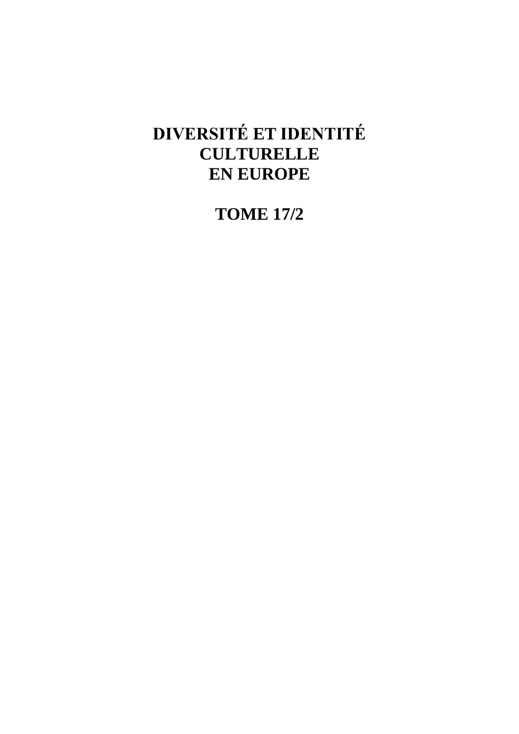# DIVERSITÉ ET IDENTITÉ CULTURELLE EN EUROPE

## TOME 17/2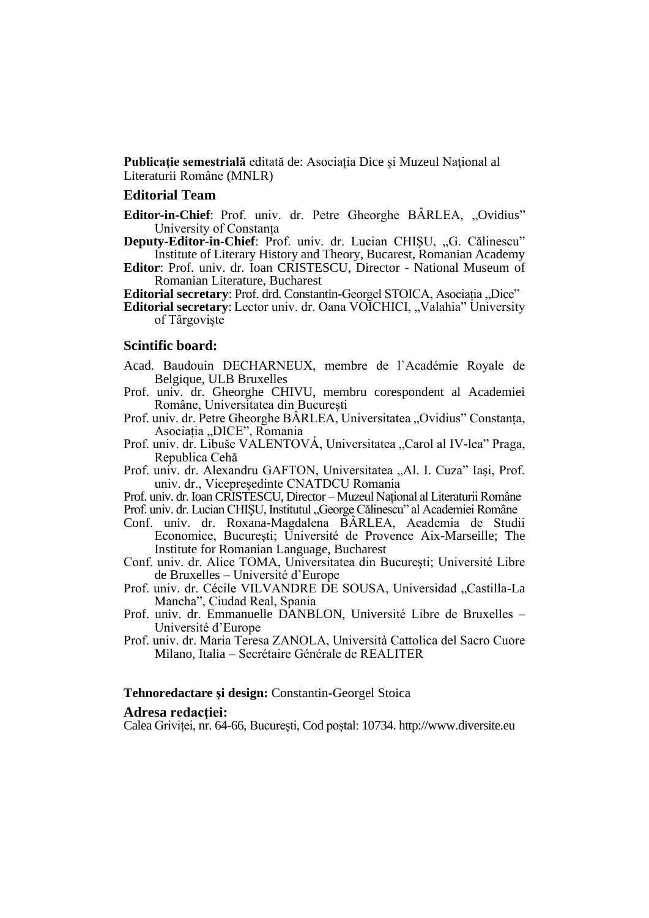**Publicație semestrială** editată de: Asociația Dice și Muzeul Național al Literaturii Române (MNLR)

## Editorial Team

**Editor-in-Chief**: Prof. univ. dr. Petre Gheorghe BÂRLEA, „Ovidius" University of Constanța

**Deputy-Editor-in-Chief**: Prof. univ. dr. Lucian CHIȘU, „G. Călinescu" Institute of Literary History and Theory, Bucarest, Romanian Academy

**Editor**: Prof. univ. dr. Ioan CRISTESCU, Director - National Museum of Romanian Literature, Bucharest

**Editorial secretary**: Prof. drd. Constantin-Georgel STOICA, Asociația „Dice"

**Editorial secretary**: Lector univ. dr. Oana VOICHICI, „Valahia" University of Târgoviște

## Scintific board:

Acad. Baudouin DECHARNEUX, membre de l`Académie Royale de Belgique, ULB Bruxelles

Prof. univ. dr. Gheorghe CHIVU, membru corespondent al Academiei Române, Universitatea din București

Prof. univ. dr. Petre Gheorghe BÂRLEA, Universitatea „Ovidius" Constanța, Asociația „DICE", Romania

Prof. univ. dr. Libuše VALENTOVÁ, Universitatea „Carol al IV-lea" Praga, Republica Cehă

Prof. univ. dr. Alexandru GAFTON, Universitatea „Al. I. Cuza" Iași, Prof. univ. dr., Vicepreședinte CNATDCU Romania

Prof. univ. dr. Ioan CRISTESCU, Director – Muzeul Național al Literaturii Române

Prof. univ. dr. Lucian CHIȘU, Institutul „George Călinescu" al Academiei Române

Conf. univ. dr. Roxana-Magdalena BÂRLEA, Academia de Studii Economice, București; Université de Provence Aix-Marseille; The Institute for Romanian Language, Bucharest

Conf. univ. dr. Alice TOMA, Universitatea din București; Université Libre de Bruxelles – Université d'Europe

Prof. univ. dr. Cécile VILVANDRE DE SOUSA, Universidad „Castilla-La Mancha", Ciudad Real, Spania

Prof. univ. dr. Emmanuelle DANBLON, Université Libre de Bruxelles – Université d'Europe

Prof. univ. dr. Maria Teresa ZANOLA, Università Cattolica del Sacro Cuore Milano, Italia – Secrétaire Générale de REALITER

**Tehnoredactare şi design:** Constantin-Georgel Stoica

**Adresa redacţiei:**

Calea Griviței, nr. 64-66, Bucureşti, Cod poștal: 10734. http://www.diversite.eu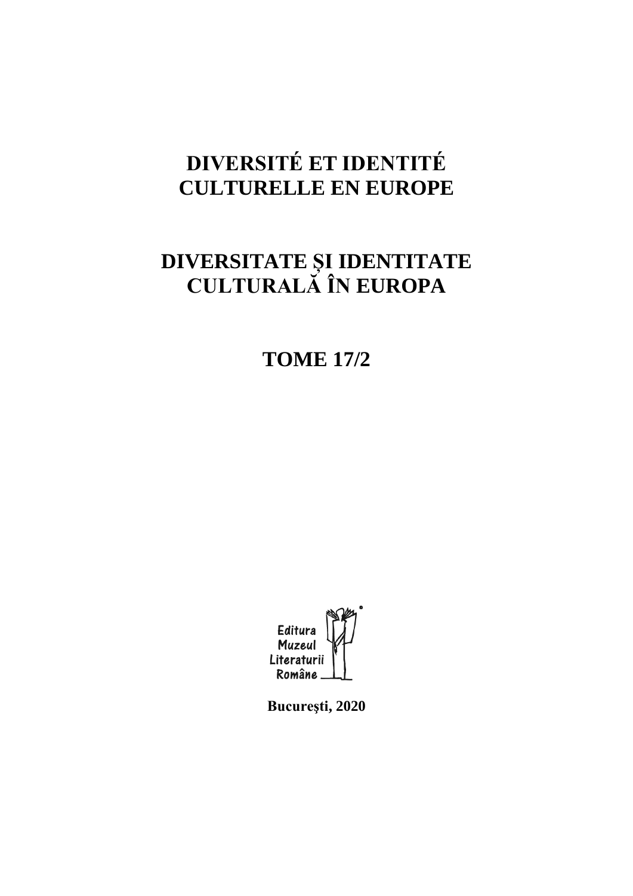# DIVERSITÉ ET IDENTITÉ CULTURELLE EN EUROPE

# DIVERSITATE ȘI IDENTITATE CULTURALĂ ÎN EUROPA

## TOME 17/2

Editura Muzeul Literaturii Române

**București, 2020**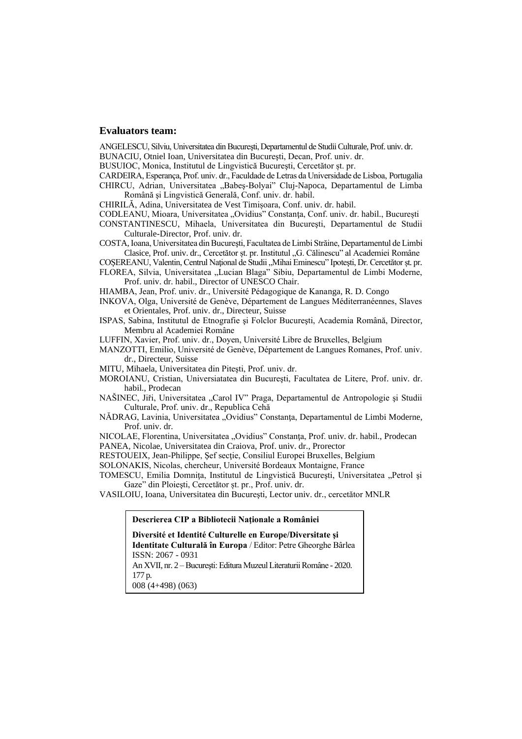### Evaluators team:

ANGELESCU, Silviu, Universitatea din București, Departamentul de Studii Culturale, Prof. univ. dr.
BUNACIU, Otniel Ioan, Universitatea din București, Decan, Prof. univ. dr.
BUSUIOC, Monica, Institutul de Lingvistică București, Cercetător şt. pr.
CARDEIRA, Esperança, Prof. univ. dr., Faculdade de Letras da Universidade de Lisboa, Portugalia
CHIRCU, Adrian, Universitatea „Babeş-Bolyai" Cluj-Napoca, Departamentul de Limba Română şi Lingvistică Generală, Conf. univ. dr. habil.
CHIRILĂ, Adina, Universitatea de Vest Timişoara, Conf. univ. dr. habil.
CODLEANU, Mioara, Universitatea „Ovidius" Constanţa, Conf. univ. dr. habil., București
CONSTANTINESCU, Mihaela, Universitatea din București, Departamentul de Studii Culturale-Director, Prof. univ. dr.
COSTA, Ioana, Universitatea din București, Facultatea de Limbi Străine, Departamentul de Limbi Clasice, Prof. univ. dr., Cercetător șt. pr. Institutul „G. Călinescu" al Academiei Române
COȘEREANU, Valentin, Centrul Naţional de Studii „Mihai Eminescu" Ipotești, Dr. Cercetător șt. pr.
FLOREA, Silvia, Universitatea „Lucian Blaga" Sibiu, Departamentul de Limbi Moderne, Prof. univ. dr. habil., Director of UNESCO Chair.
HIAMBA, Jean, Prof. univ. dr., Université Pédagogique de Kananga, R. D. Congo
INKOVA, Olga, Université de Genève, Département de Langues Méditerranéennes, Slaves et Orientales, Prof. univ. dr., Directeur, Suisse
ISPAS, Sabina, Institutul de Etnografie şi Folclor București, Academia Română, Director, Membru al Academiei Române
LUFFIN, Xavier, Prof. univ. dr., Doyen, Université Libre de Bruxelles, Belgium
MANZOTTI, Emilio, Université de Genève, Département de Langues Romanes, Prof. univ. dr., Directeur, Suisse
MITU, Mihaela, Universitatea din Piteşti, Prof. univ. dr.
MOROIANU, Cristian, Universiatatea din București, Facultatea de Litere, Prof. univ. dr. habil., Prodecan
NAŠINEC, Jiři, Universitatea „Carol IV" Praga, Departamentul de Antropologie şi Studii Culturale, Prof. univ. dr., Republica Cehă
NĂDRAG, Lavinia, Universitatea „Ovidius" Constanţa, Departamentul de Limbi Moderne, Prof. univ. dr.
NICOLAE, Florentina, Universitatea „Ovidius" Constanţa, Prof. univ. dr. habil., Prodecan
PANEA, Nicolae, Universitatea din Craiova, Prof. univ. dr., Prorector
RESTOUEIX, Jean-Philippe, Şef secţie, Consiliul Europei Bruxelles, Belgium
SOLONAKIS, Nicolas, chercheur, Université Bordeaux Montaigne, France
TOMESCU, Emilia Domniţa, Institutul de Lingvistică București, Universitatea „Petrol şi Gaze" din Ploieşti, Cercetător şt. pr., Prof. univ. dr.
VASILOIU, Ioana, Universitatea din București, Lector univ. dr., cercetător MNLR

**Descrierea CIP a Bibliotecii Naţionale a României**

**Diversité et Identité Culturelle en Europe/Diversitate şi Identitate Culturală în Europa** / Editor: Petre Gheorghe Bârlea
ISSN: 2067 - 0931
An XVII, nr. 2 – București: Editura Muzeul Literaturii Române - 2020.
177 p.
008 (4+498) (063)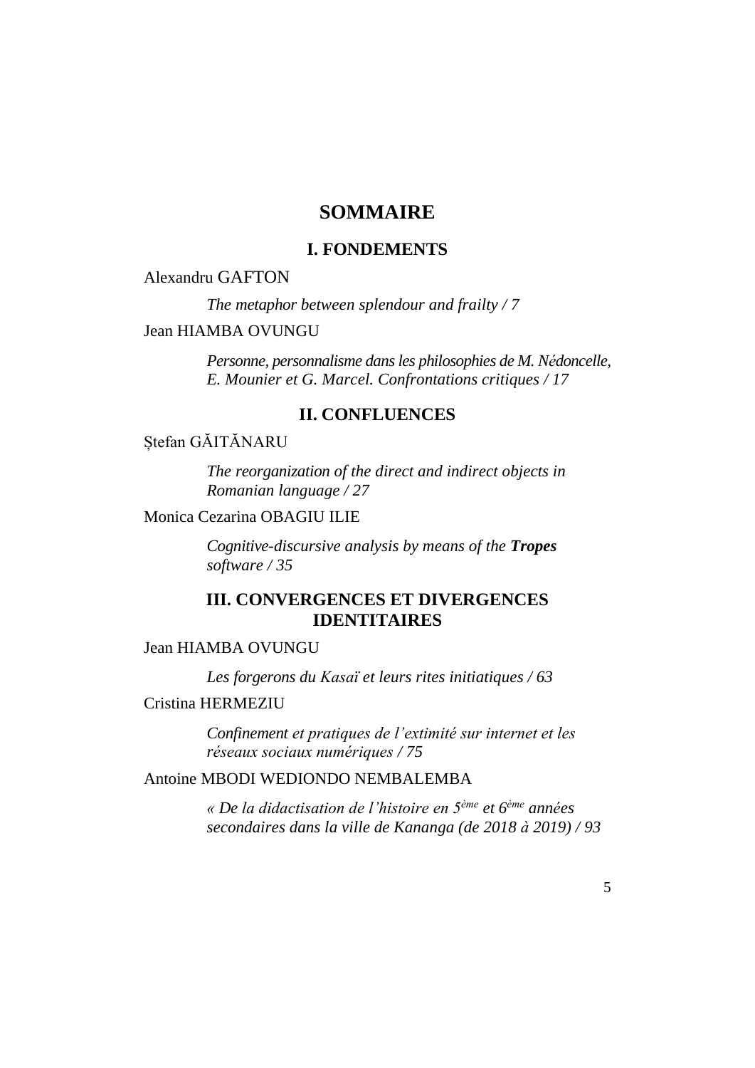# SOMMAIRE

## I. FONDEMENTS

Alexandru GAFTON

*The metaphor between splendour and frailty / 7*

Jean HIAMBA OVUNGU

*Personne, personnalisme dans les philosophies de M. Nédoncelle, E. Mounier et G. Marcel. Confrontations critiques / 17*

## II. CONFLUENCES

Ștefan GĂITĂNARU

*The reorganization of the direct and indirect objects in Romanian language / 27*

Monica Cezarina OBAGIU ILIE

*Cognitive-discursive analysis by means of the **Tropes** software / 35*

## III. CONVERGENCES ET DIVERGENCES IDENTITAIRES

Jean HIAMBA OVUNGU

*Les forgerons du Kasaï et leurs rites initiatiques / 63*

Cristina HERMEZIU

*Confinement et pratiques de l'extimité sur internet et les réseaux sociaux numériques / 75*

Antoine MBODI WEDIONDO NEMBALEMBA

*« De la didactisation de l'histoire en 5ème et 6ème années secondaires dans la ville de Kananga (de 2018 à 2019) / 93*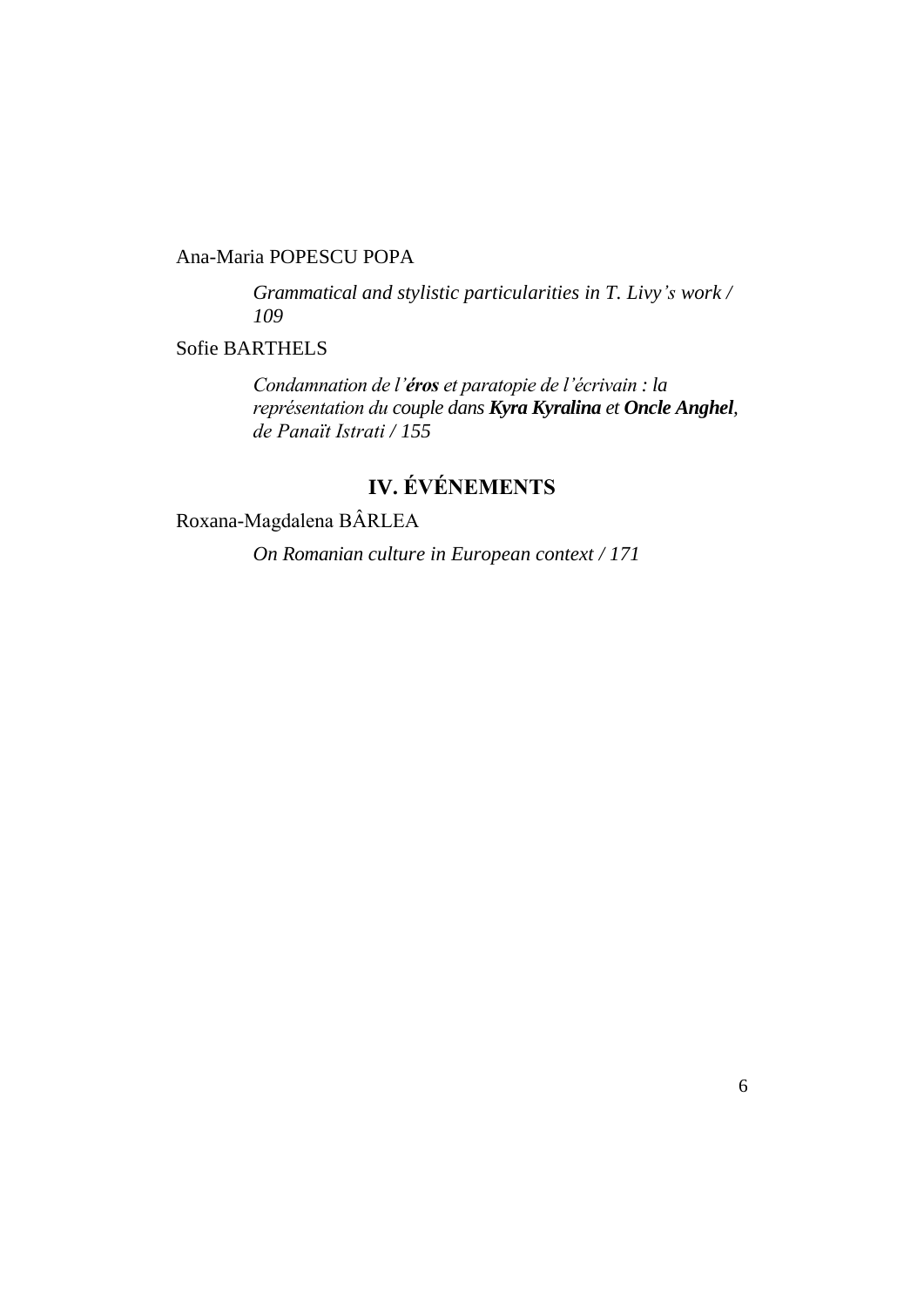Ana-Maria POPESCU POPA

*Grammatical and stylistic particularities in T. Livy's work / 109*

Sofie BARTHELS

*Condamnation de l'**éros** et paratopie de l'écrivain : la représentation du couple dans **Kyra Kyralina** et **Oncle Anghel**, de Panaït Istrati / 155*

## IV. ÉVÉNEMENTS

Roxana-Magdalena BÂRLEA

*On Romanian culture in European context / 171*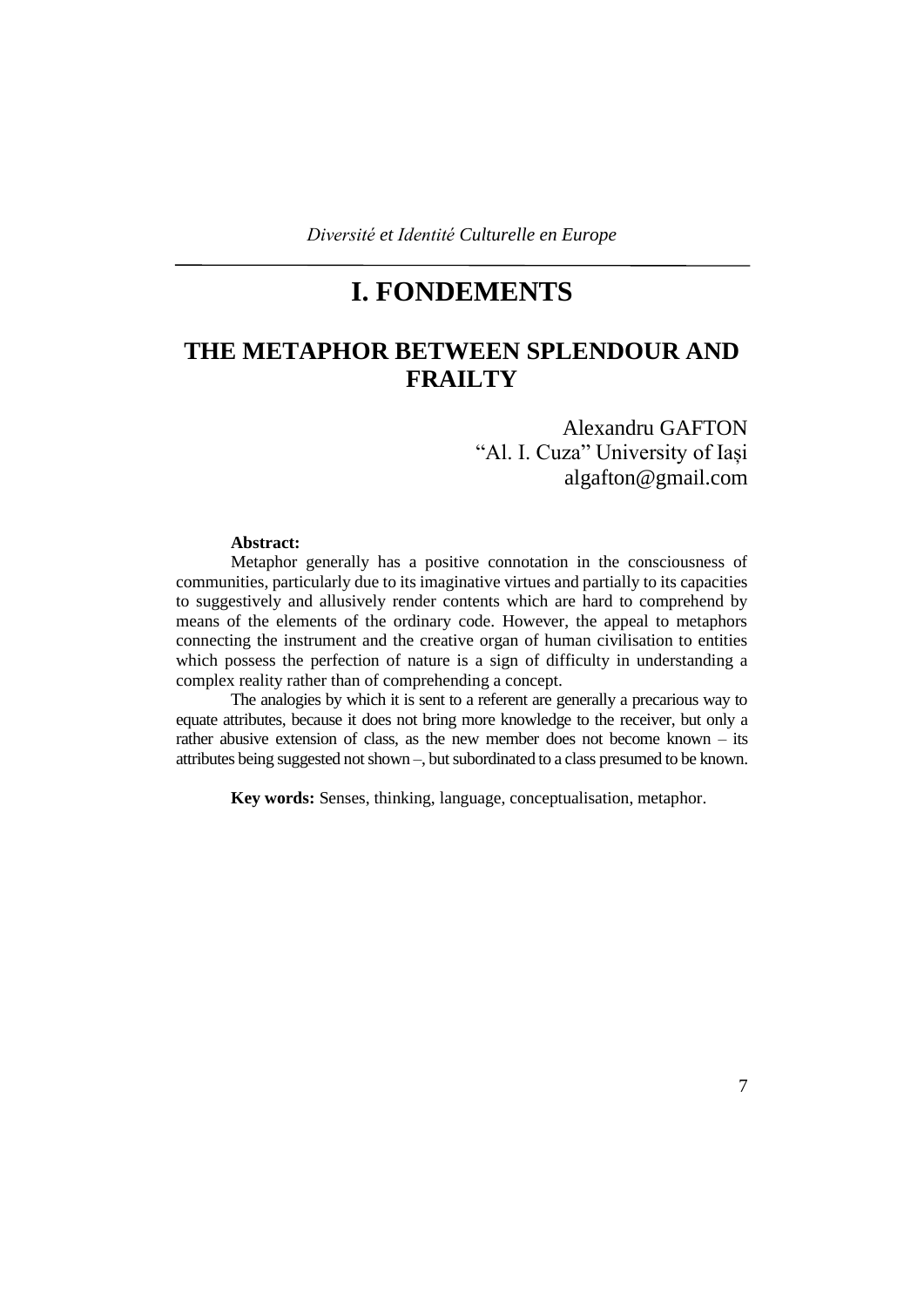# I. FONDEMENTS

## THE METAPHOR BETWEEN SPLENDOUR AND FRAILTY

Alexandru GAFTON
"Al. I. Cuza" University of Iași
algafton@gmail.com

**Abstract:**

Metaphor generally has a positive connotation in the consciousness of communities, particularly due to its imaginative virtues and partially to its capacities to suggestively and allusively render contents which are hard to comprehend by means of the elements of the ordinary code. However, the appeal to metaphors connecting the instrument and the creative organ of human civilisation to entities which possess the perfection of nature is a sign of difficulty in understanding a complex reality rather than of comprehending a concept.

The analogies by which it is sent to a referent are generally a precarious way to equate attributes, because it does not bring more knowledge to the receiver, but only a rather abusive extension of class, as the new member does not become known – its attributes being suggested not shown –, but subordinated to a class presumed to be known.

**Key words:** Senses, thinking, language, conceptualisation, metaphor.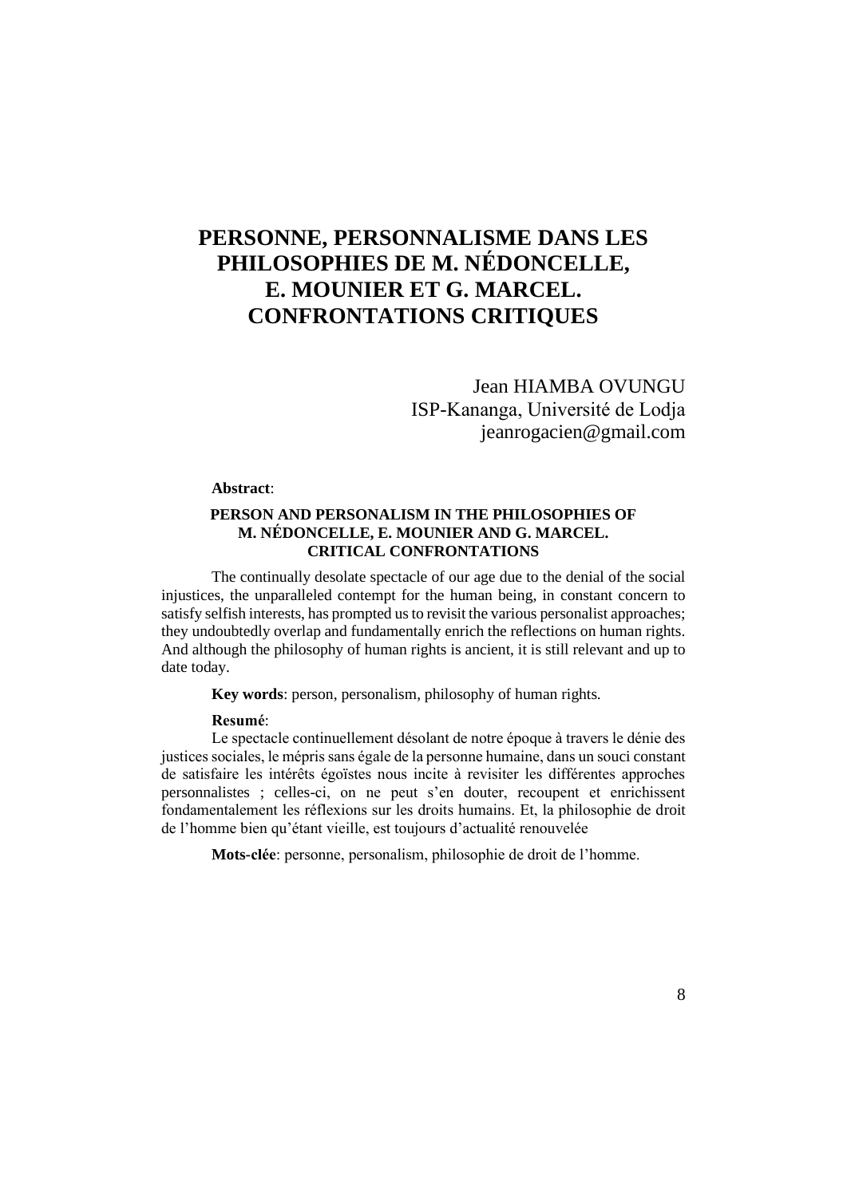# PERSONNE, PERSONNALISME DANS LES PHILOSOPHIES DE M. NÉDONCELLE, E. MOUNIER ET G. MARCEL. CONFRONTATIONS CRITIQUES

Jean HIAMBA OVUNGU
ISP-Kananga, Université de Lodja
jeanrogacien@gmail.com

**Abstract**:

**PERSON AND PERSONALISM IN THE PHILOSOPHIES OF M. NÉDONCELLE, E. MOUNIER AND G. MARCEL. CRITICAL CONFRONTATIONS**

The continually desolate spectacle of our age due to the denial of the social injustices, the unparalleled contempt for the human being, in constant concern to satisfy selfish interests, has prompted us to revisit the various personalist approaches; they undoubtedly overlap and fundamentally enrich the reflections on human rights. And although the philosophy of human rights is ancient, it is still relevant and up to date today.

**Key words**: person, personalism, philosophy of human rights.

**Resumé**:

Le spectacle continuellement désolant de notre époque à travers le dénie des justices sociales, le mépris sans égale de la personne humaine, dans un souci constant de satisfaire les intérêts égoïstes nous incite à revisiter les différentes approches personnalistes ; celles-ci, on ne peut s'en douter, recoupent et enrichissent fondamentalement les réflexions sur les droits humains. Et, la philosophie de droit de l'homme bien qu'étant vieille, est toujours d'actualité renouvelée

**Mots-clée**: personne, personalism, philosophie de droit de l'homme.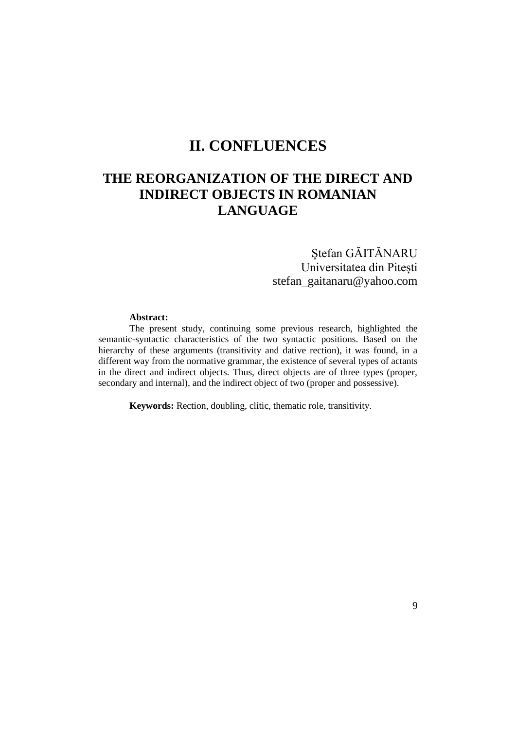# II. CONFLUENCES

## THE REORGANIZATION OF THE DIRECT AND INDIRECT OBJECTS IN ROMANIAN LANGUAGE

Ștefan GĂITĂNARU
Universitatea din Pitești
stefan_gaitanaru@yahoo.com

**Abstract:**

The present study, continuing some previous research, highlighted the semantic-syntactic characteristics of the two syntactic positions. Based on the hierarchy of these arguments (transitivity and dative rection), it was found, in a different way from the normative grammar, the existence of several types of actants in the direct and indirect objects. Thus, direct objects are of three types (proper, secondary and internal), and the indirect object of two (proper and possessive).

**Keywords:** Rection, doubling, clitic, thematic role, transitivity.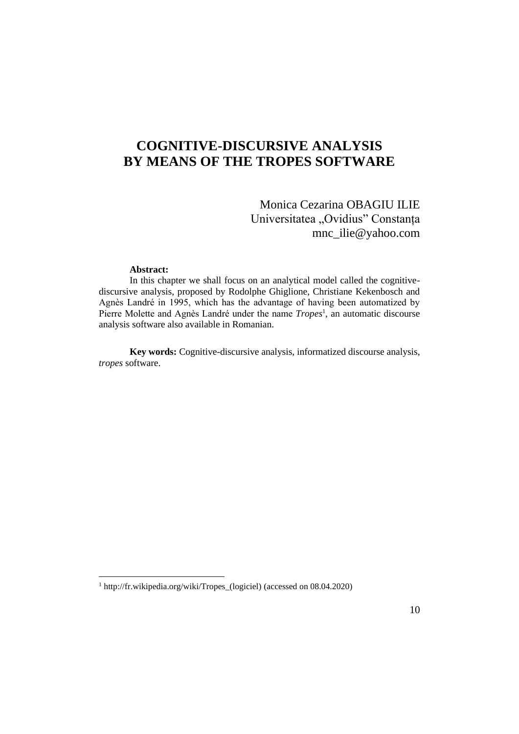# COGNITIVE-DISCURSIVE ANALYSIS BY MEANS OF THE TROPES SOFTWARE

Monica Cezarina OBAGIU ILIE
Universitatea „Ovidius" Constanța
mnc_ilie@yahoo.com

**Abstract:**

In this chapter we shall focus on an analytical model called the cognitive-discursive analysis, proposed by Rodolphe Ghiglione, Christiane Kekenbosch and Agnès Landré in 1995, which has the advantage of having been automatized by Pierre Molette and Agnès Landré under the name *Tropes*[1], an automatic discourse analysis software also available in Romanian.

**Key words:** Cognitive-discursive analysis, informatized discourse analysis, *tropes* software.

---

[1] http://fr.wikipedia.org/wiki/Tropes_(logiciel) (accessed on 08.04.2020)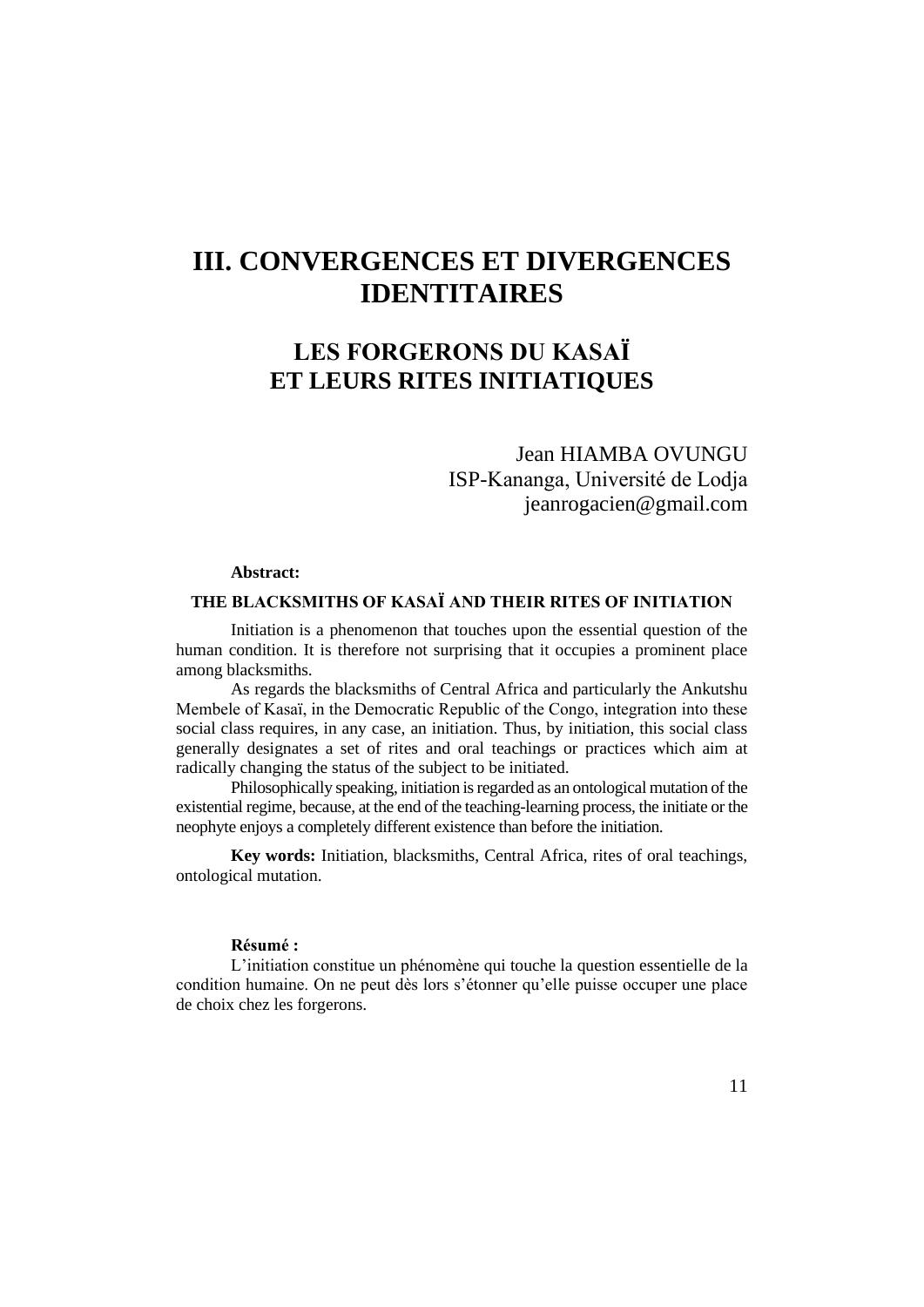# III. CONVERGENCES ET DIVERGENCES IDENTITAIRES

## LES FORGERONS DU KASAÏ ET LEURS RITES INITIATIQUES

Jean HIAMBA OVUNGU
ISP-Kananga, Université de Lodja
jeanrogacien@gmail.com

**Abstract:**

**THE BLACKSMITHS OF KASAÏ AND THEIR RITES OF INITIATION**

Initiation is a phenomenon that touches upon the essential question of the human condition. It is therefore not surprising that it occupies a prominent place among blacksmiths.

As regards the blacksmiths of Central Africa and particularly the Ankutshu Membele of Kasaï, in the Democratic Republic of the Congo, integration into these social class requires, in any case, an initiation. Thus, by initiation, this social class generally designates a set of rites and oral teachings or practices which aim at radically changing the status of the subject to be initiated.

Philosophically speaking, initiation is regarded as an ontological mutation of the existential regime, because, at the end of the teaching-learning process, the initiate or the neophyte enjoys a completely different existence than before the initiation.

**Key words:** Initiation, blacksmiths, Central Africa, rites of oral teachings, ontological mutation.

**Résumé :**

L'initiation constitue un phénomène qui touche la question essentielle de la condition humaine. On ne peut dès lors s'étonner qu'elle puisse occuper une place de choix chez les forgerons.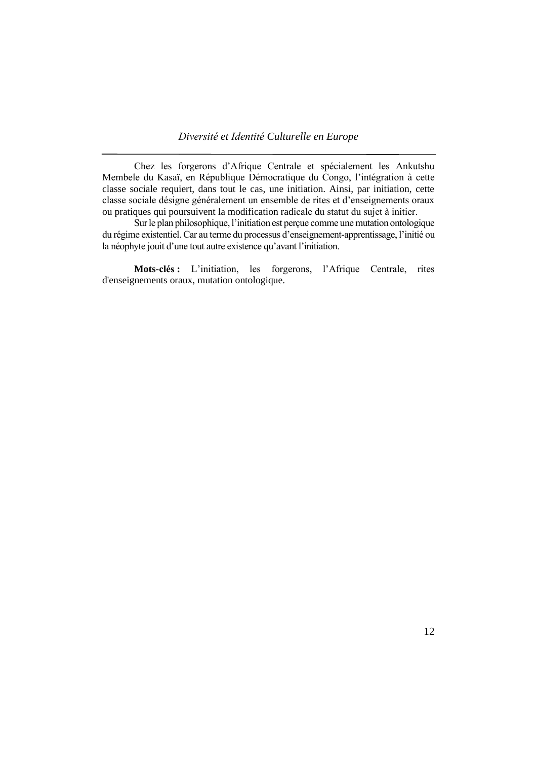Chez les forgerons d'Afrique Centrale et spécialement les Ankutshu Membele du Kasaï, en République Démocratique du Congo, l'intégration à cette classe sociale requiert, dans tout le cas, une initiation. Ainsi, par initiation, cette classe sociale désigne généralement un ensemble de rites et d'enseignements oraux ou pratiques qui poursuivent la modification radicale du statut du sujet à initier.

Sur le plan philosophique, l'initiation est perçue comme une mutation ontologique du régime existentiel. Car au terme du processus d'enseignement-apprentissage, l'initié ou la néophyte jouit d'une tout autre existence qu'avant l'initiation.

**Mots-clés :** L'initiation, les forgerons, l'Afrique Centrale, rites d'enseignements oraux, mutation ontologique.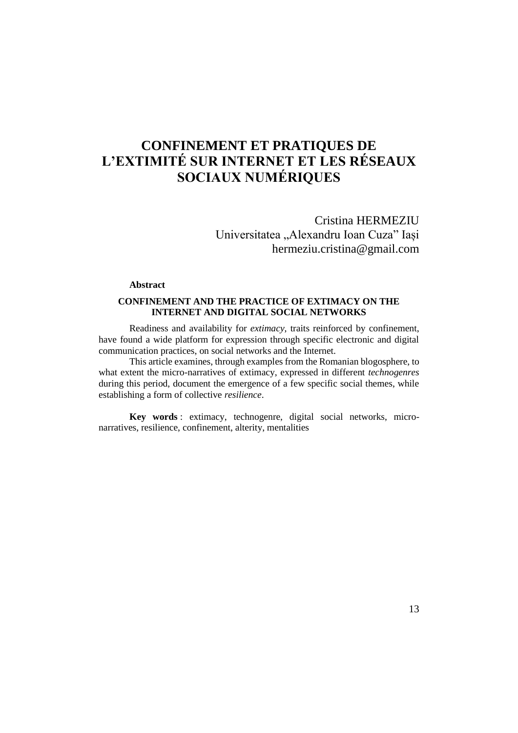# CONFINEMENT ET PRATIQUES DE L'EXTIMITÉ SUR INTERNET ET LES RÉSEAUX SOCIAUX NUMÉRIQUES

Cristina HERMEZIU
Universitatea „Alexandru Ioan Cuza" Iași
hermeziu.cristina@gmail.com

**Abstract**

**CONFINEMENT AND THE PRACTICE OF EXTIMACY ON THE INTERNET AND DIGITAL SOCIAL NETWORKS**

Readiness and availability for *extimacy*, traits reinforced by confinement, have found a wide platform for expression through specific electronic and digital communication practices, on social networks and the Internet.

This article examines, through examples from the Romanian blogosphere, to what extent the micro-narratives of extimacy, expressed in different *technogenres* during this period, document the emergence of a few specific social themes, while establishing a form of collective *resilience*.

**Key words** : extimacy, technogenre, digital social networks, micro-narratives, resilience, confinement, alterity, mentalities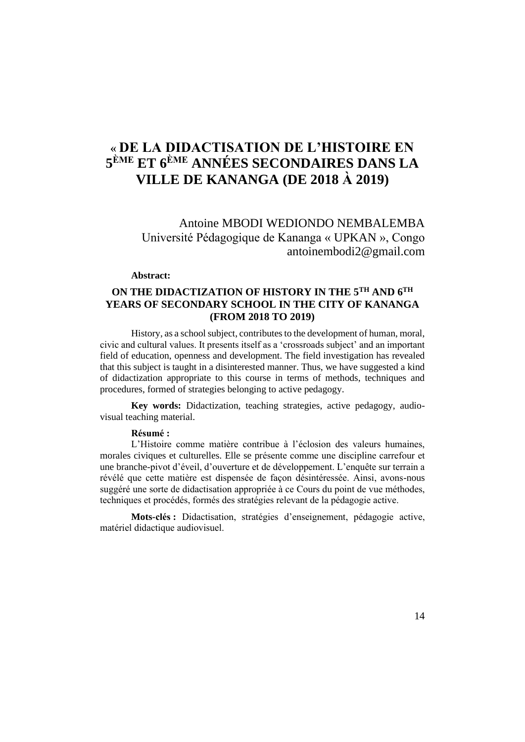# « DE LA DIDACTISATION DE L'HISTOIRE EN 5$^{ÈME}$ ET 6$^{ÈME}$ ANNÉES SECONDAIRES DANS LA VILLE DE KANANGA (DE 2018 À 2019)

Antoine MBODI WEDIONDO NEMBALEMBA
Université Pédagogique de Kananga « UPKAN », Congo
antoinembodi2@gmail.com

**Abstract:**

**ON THE DIDACTIZATION OF HISTORY IN THE 5$^{TH}$ AND 6$^{TH}$ YEARS OF SECONDARY SCHOOL IN THE CITY OF KANANGA (FROM 2018 TO 2019)**

History, as a school subject, contributes to the development of human, moral, civic and cultural values. It presents itself as a 'crossroads subject' and an important field of education, openness and development. The field investigation has revealed that this subject is taught in a disinterested manner. Thus, we have suggested a kind of didactization appropriate to this course in terms of methods, techniques and procedures, formed of strategies belonging to active pedagogy.

**Key words:** Didactization, teaching strategies, active pedagogy, audio-visual teaching material.

**Résumé :**

L'Histoire comme matière contribue à l'éclosion des valeurs humaines, morales civiques et culturelles. Elle se présente comme une discipline carrefour et une branche-pivot d'éveil, d'ouverture et de développement. L'enquête sur terrain a révélé que cette matière est dispensée de façon désintéressée. Ainsi, avons-nous suggéré une sorte de didactisation appropriée à ce Cours du point de vue méthodes, techniques et procédés, formés des stratégies relevant de la pédagogie active.

**Mots-clés :** Didactisation, stratégies d'enseignement, pédagogie active, matériel didactique audiovisuel.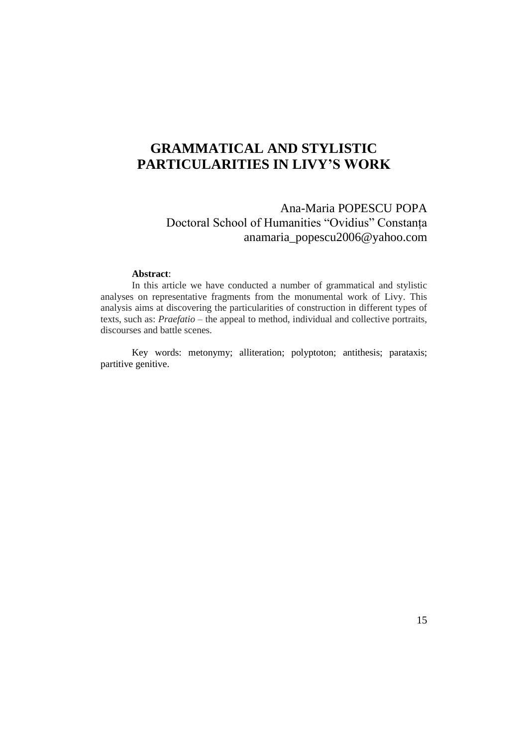# GRAMMATICAL AND STYLISTIC PARTICULARITIES IN LIVY'S WORK

Ana-Maria POPESCU POPA
Doctoral School of Humanities "Ovidius" Constanța
anamaria_popescu2006@yahoo.com

**Abstract**:

In this article we have conducted a number of grammatical and stylistic analyses on representative fragments from the monumental work of Livy. This analysis aims at discovering the particularities of construction in different types of texts, such as: *Praefatio* – the appeal to method, individual and collective portraits, discourses and battle scenes.

Key words: metonymy; alliteration; polyptoton; antithesis; parataxis; partitive genitive.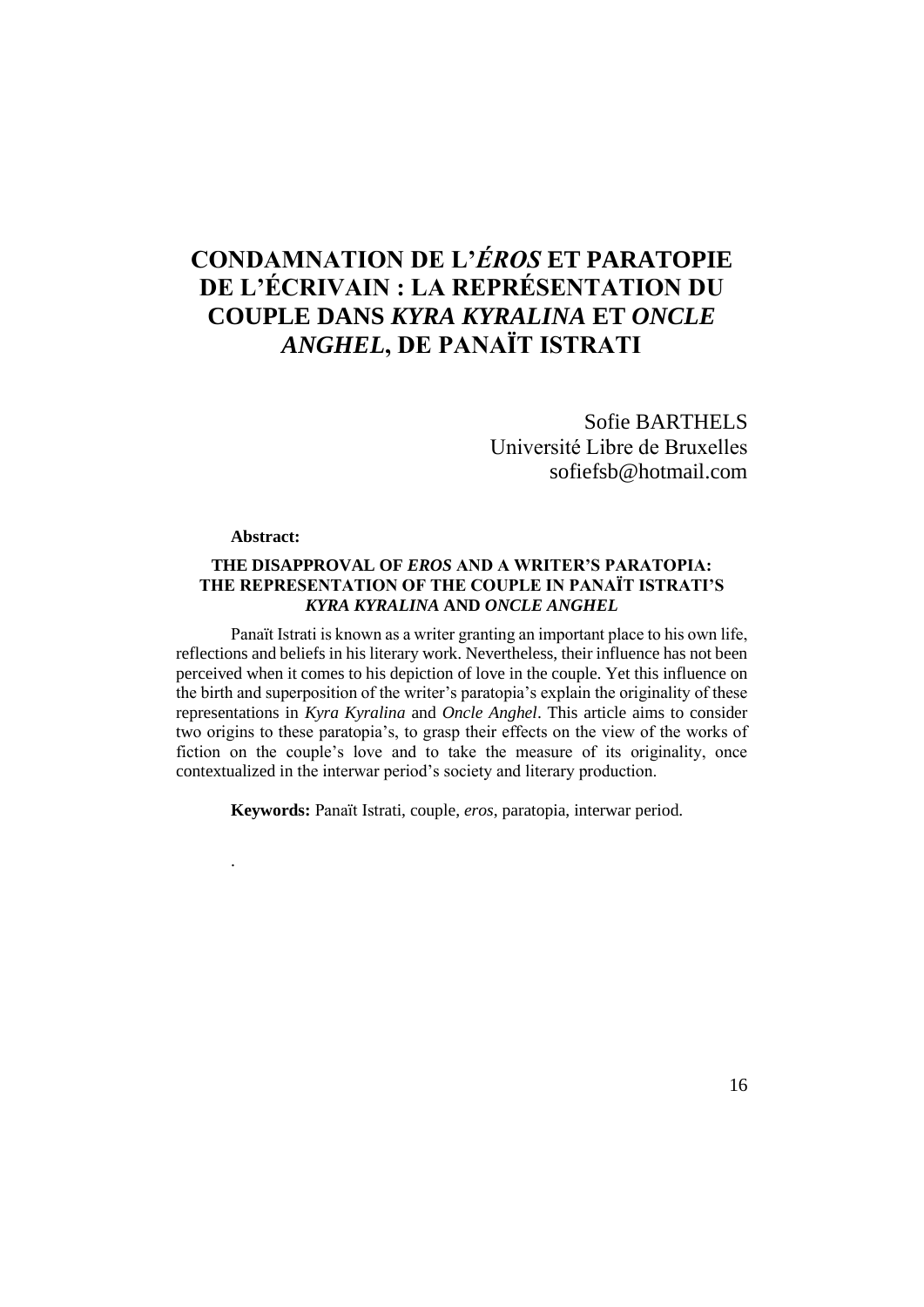# CONDAMNATION DE L'*ÉROS* ET PARATOPIE DE L'ÉCRIVAIN : LA REPRÉSENTATION DU COUPLE DANS *KYRA KYRALINA* ET *ONCLE ANGHEL*, DE PANAÏT ISTRATI

Sofie BARTHELS
Université Libre de Bruxelles
sofiefsb@hotmail.com

**Abstract:**

**THE DISAPPROVAL OF *EROS* AND A WRITER'S PARATOPIA: THE REPRESENTATION OF THE COUPLE IN PANAÏT ISTRATI'S *KYRA KYRALINA* AND *ONCLE ANGHEL***

Panaït Istrati is known as a writer granting an important place to his own life, reflections and beliefs in his literary work. Nevertheless, their influence has not been perceived when it comes to his depiction of love in the couple. Yet this influence on the birth and superposition of the writer's paratopia's explain the originality of these representations in *Kyra Kyralina* and *Oncle Anghel*. This article aims to consider two origins to these paratopia's, to grasp their effects on the view of the works of fiction on the couple's love and to take the measure of its originality, once contextualized in the interwar period's society and literary production.

**Keywords:** Panaït Istrati, couple, *eros*, paratopia, interwar period.

.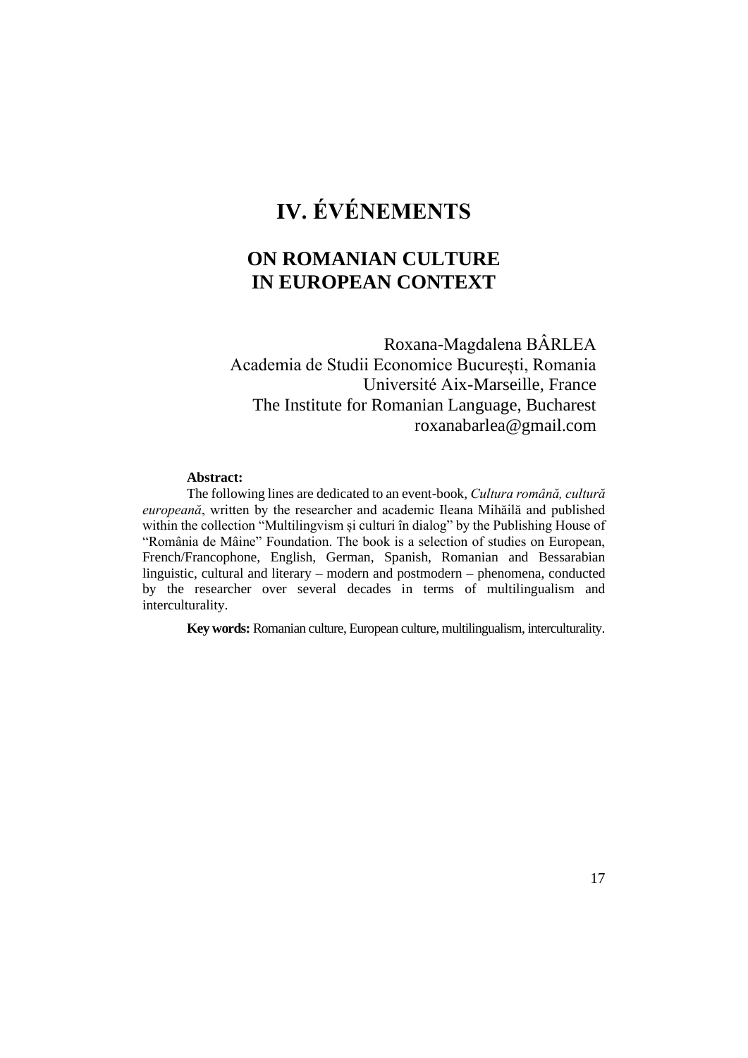# IV. ÉVÉNEMENTS

## ON ROMANIAN CULTURE IN EUROPEAN CONTEXT

Roxana-Magdalena BÂRLEA
Academia de Studii Economice București, Romania
Université Aix-Marseille, France
The Institute for Romanian Language, Bucharest
roxanabarlea@gmail.com

**Abstract:**

The following lines are dedicated to an event-book, *Cultura română, cultură europeană*, written by the researcher and academic Ileana Mihăilă and published within the collection "Multilingvism și culturi în dialog" by the Publishing House of "România de Mâine" Foundation. The book is a selection of studies on European, French/Francophone, English, German, Spanish, Romanian and Bessarabian linguistic, cultural and literary – modern and postmodern – phenomena, conducted by the researcher over several decades in terms of multilingualism and interculturality.

**Key words:** Romanian culture, European culture, multilingualism, interculturality.